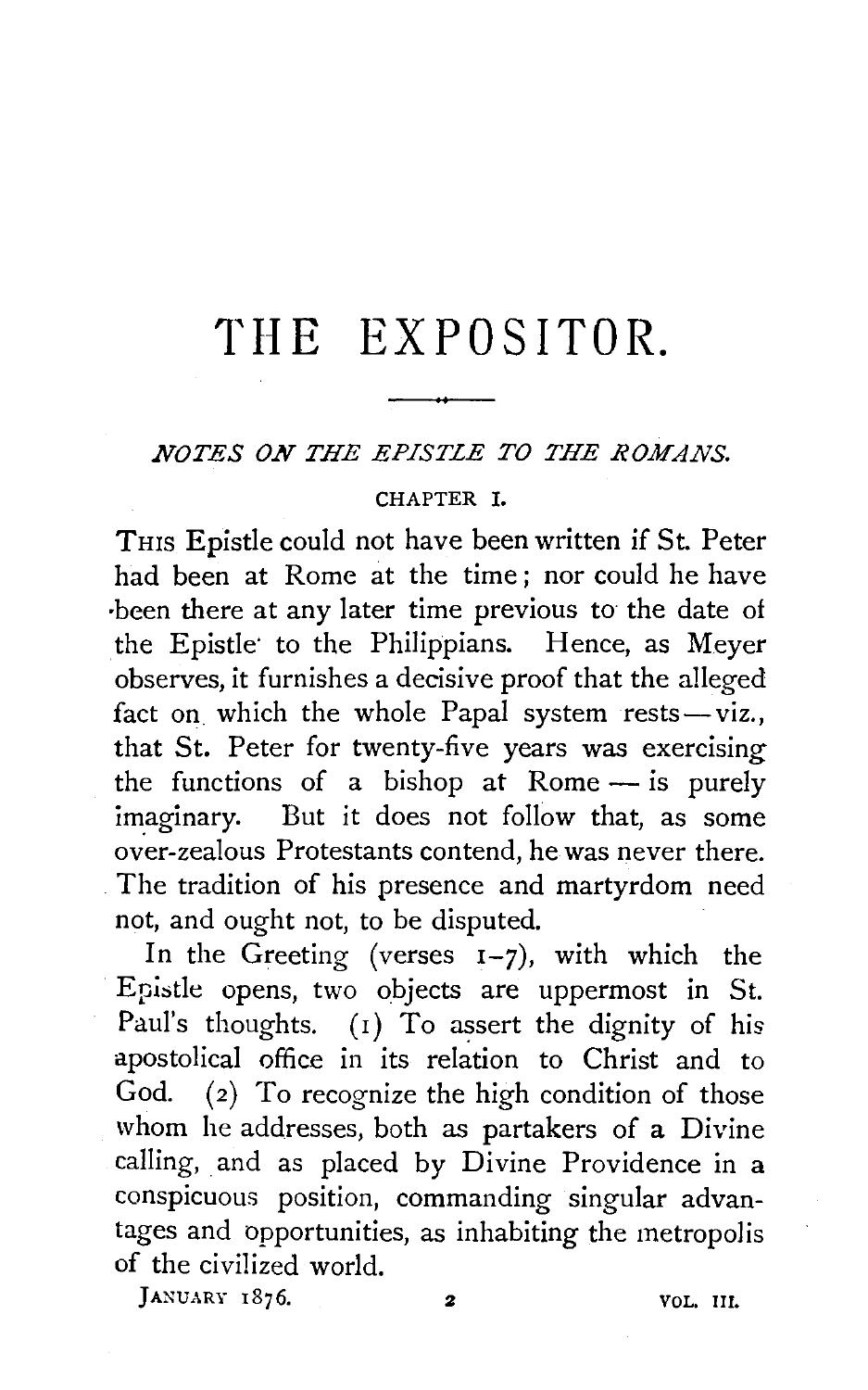# THE EXPOSITOR.

## *NOTES ON THE EPISTLE TO THE ROMANS.*

### CHAPTER I.

THIS Epistle could not have been written if St. Peter had been at Rome at the time; nor could he have been there at any later time previous to the date of the Epistle to the Philippians. Hence, as Meyer observes, it furnishes a decisive proof that the alleged fact on which the whole Papal system rests—viz., that St. Peter for twenty-five years was exercising the functions of a bishop at Rome — is purely imaginary. But it does not follow that, as some over-zealous Protestants contend, he was never there. The tradition of his presence and martyrdom need not, and ought not, to be disputed.

In the Greeting (verses 1–7), with which the Epistle opens, two objects are uppermost in St. Paul's thoughts. (1) To assert the dignity of his apostolical office in its relation to Christ and to God. (2) To recognize the high condition of those whom he addresses, both as partakers of a Divine calling, and as placed by Divine Providence in a conspicuous position, commanding singular advantages and opportunities, as inhabiting the metropolis of the civilized world.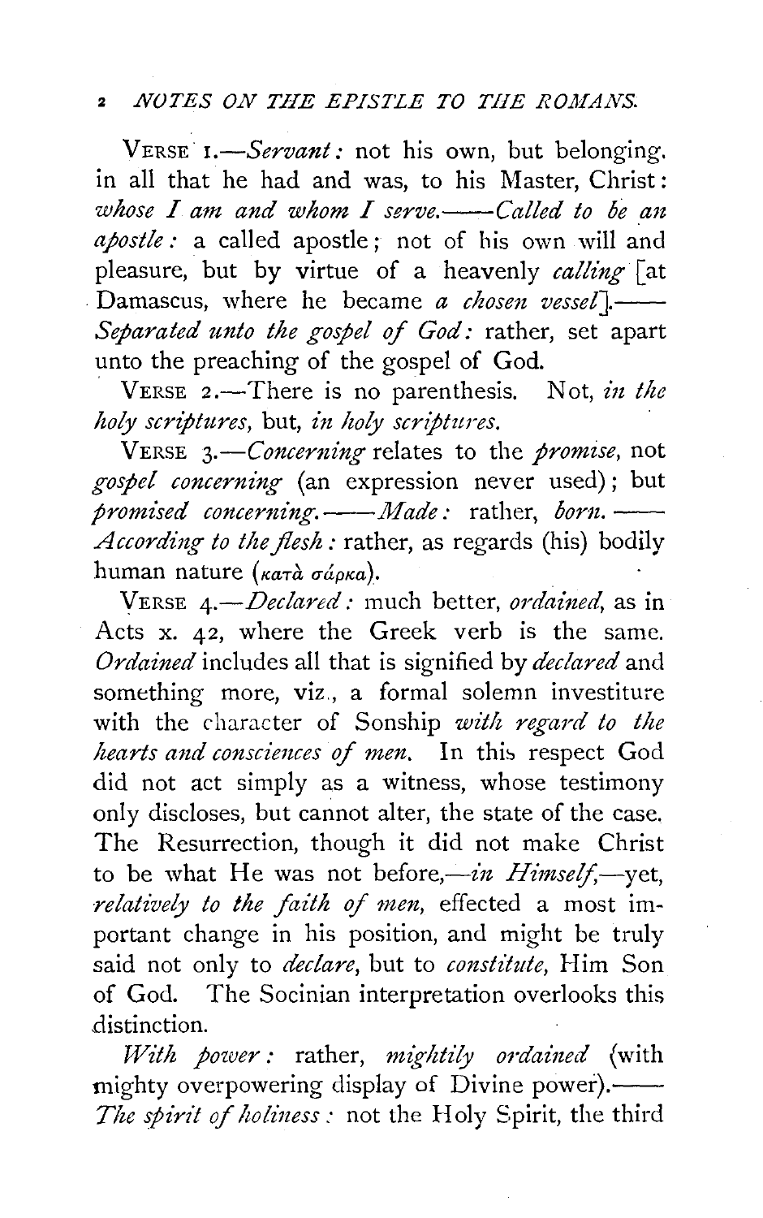VERSE 1.—*Servant:* not his own, but belonging in all that he had and was, to his Master, Christ: *whose I am and whom I serve.*——*Called to be an apostle:* a called apostle; not of his own will and pleasure, but by virtue of a heavenly *calling* [at Damascus, where he became *a chosen vessel*].——*Separated unto the gospel of God:* rather, set apart unto the preaching of the gospel of God.

VERSE 2.—There is no parenthesis. Not, *in the holy scriptures*, but, *in holy scriptures.*

VERSE 3.—*Concerning* relates to the *promise*, not *gospel concerning* (an expression never used); but *promised concerning.*——*Made:* rather, *born.*——*According to the flesh:* rather, as regards (his) bodily human nature (κατὰ σάρκα).

VERSE 4.—*Declared:* much better, *ordained*, as in Acts x. 42, where the Greek verb is the same. *Ordained* includes all that is signified by *declared* and something more, viz., a formal solemn investiture with the character of Sonship *with regard to the hearts and consciences of men.* In this respect God did not act simply as a witness, whose testimony only discloses, but cannot alter, the state of the case. The Resurrection, though it did not make Christ to be what He was not before,—*in Himself*,—yet, *relatively to the faith of men*, effected a most important change in his position, and might be truly said not only to *declare*, but to *constitute*, Him Son of God. The Socinian interpretation overlooks this distinction.

*With power:* rather, *mightily ordained* (with mighty overpowering display of Divine power).——*The spirit of holiness:* not the Holy Spirit, the third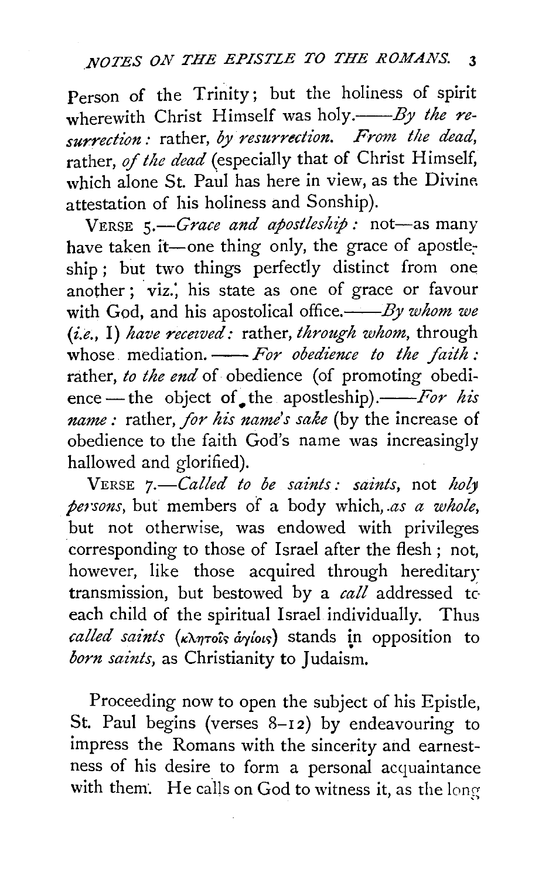Person of the Trinity; but the holiness of spirit wherewith Christ Himself was holy.——*By the resurrection:* rather, *by resurrection. From the dead,* rather, *of the dead* (especially that of Christ Himself, which alone St. Paul has here in view, as the Divine attestation of his holiness and Sonship).

VERSE 5.—*Grace and apostleship:* not—as many have taken it—one thing only, the grace of apostleship; but two things perfectly distinct from one another; viz., his state as one of grace or favour with God, and his apostolical office.——*By whom we (i.e., I) have received:* rather, *through whom,* through whose mediation. ——*For obedience to the faith:* rather, *to the end* of obedience (of promoting obedience — the object of the apostleship).——*For his name:* rather, *for his name's sake* (by the increase of obedience to the faith God's name was increasingly hallowed and glorified).

VERSE 7.—*Called to be saints: saints,* not *holy persons,* but members of a body which, *as a whole,* but not otherwise, was endowed with privileges corresponding to those of Israel after the flesh; not, however, like those acquired through hereditary transmission, but bestowed by a *call* addressed to each child of the spiritual Israel individually. Thus *called saints* (κλητοῖς ἁγίοις) stands in opposition to *born saints,* as Christianity to Judaism.

Proceeding now to open the subject of his Epistle, St. Paul begins (verses 8–12) by endeavouring to impress the Romans with the sincerity and earnestness of his desire to form a personal acquaintance with them. He calls on God to witness it, as the long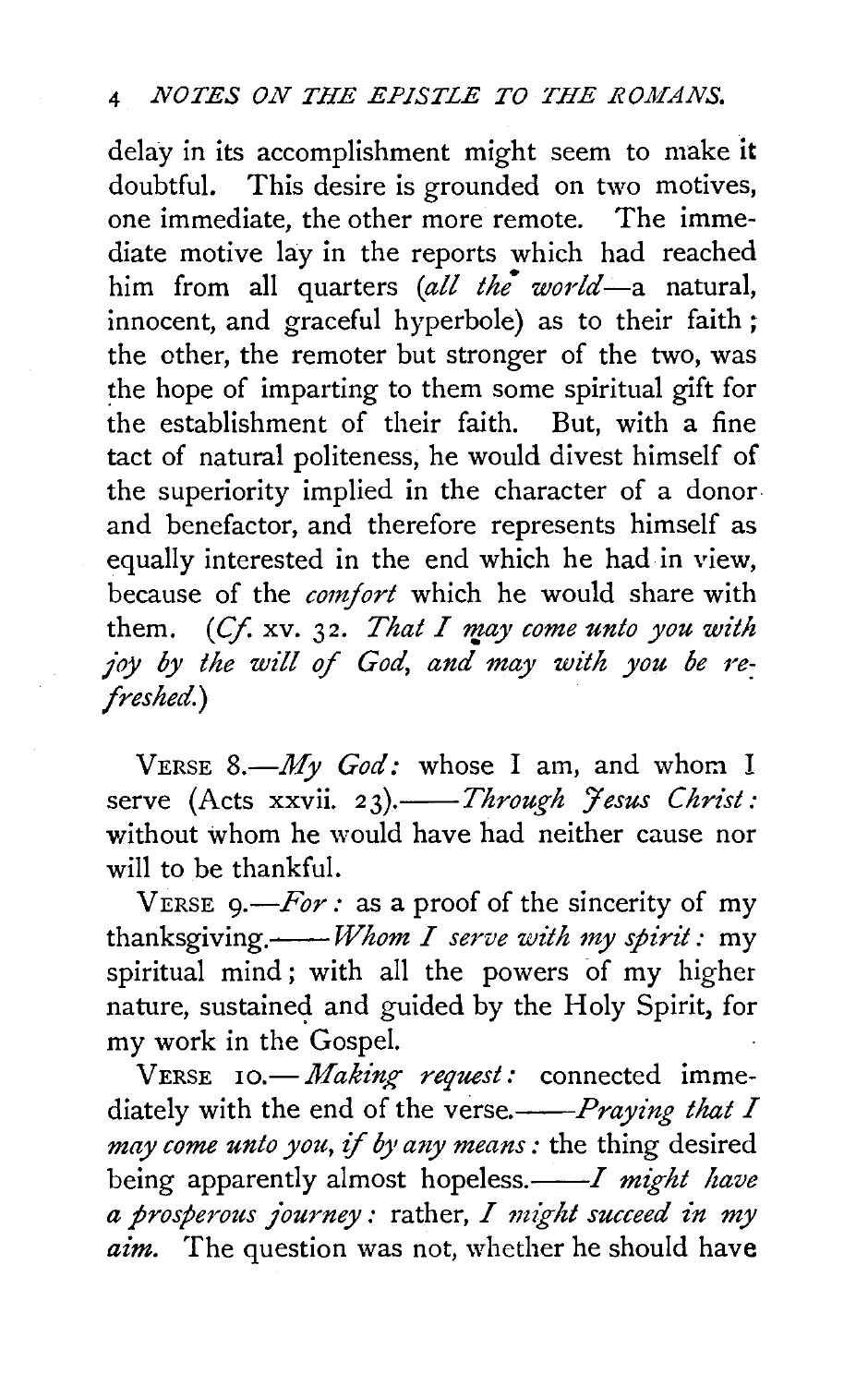delay in its accomplishment might seem to make it doubtful. This desire is grounded on two motives, one immediate, the other more remote. The immediate motive lay in the reports which had reached him from all quarters (*all the world*—a natural, innocent, and graceful hyperbole) as to their faith; the other, the remoter but stronger of the two, was the hope of imparting to them some spiritual gift for the establishment of their faith. But, with a fine tact of natural politeness, he would divest himself of the superiority implied in the character of a donor and benefactor, and therefore represents himself as equally interested in the end which he had in view, because of the *comfort* which he would share with them. (*Cf.* xv. 32. *That I may come unto you with joy by the will of God, and may with you be refreshed.*)

VERSE 8.—*My God:* whose I am, and whom I serve (Acts xxvii. 23).——*Through Jesus Christ:* without whom he would have had neither cause nor will to be thankful.

VERSE 9.—*For:* as a proof of the sincerity of my thanksgiving.——*Whom I serve with my spirit:* my spiritual mind; with all the powers of my higher nature, sustained and guided by the Holy Spirit, for my work in the Gospel.

VERSE 10.—*Making request:* connected immediately with the end of the verse.——*Praying that I may come unto you, if by any means:* the thing desired being apparently almost hopeless.——*I might have a prosperous journey:* rather, *I might succeed in my aim.* The question was not, whether he should have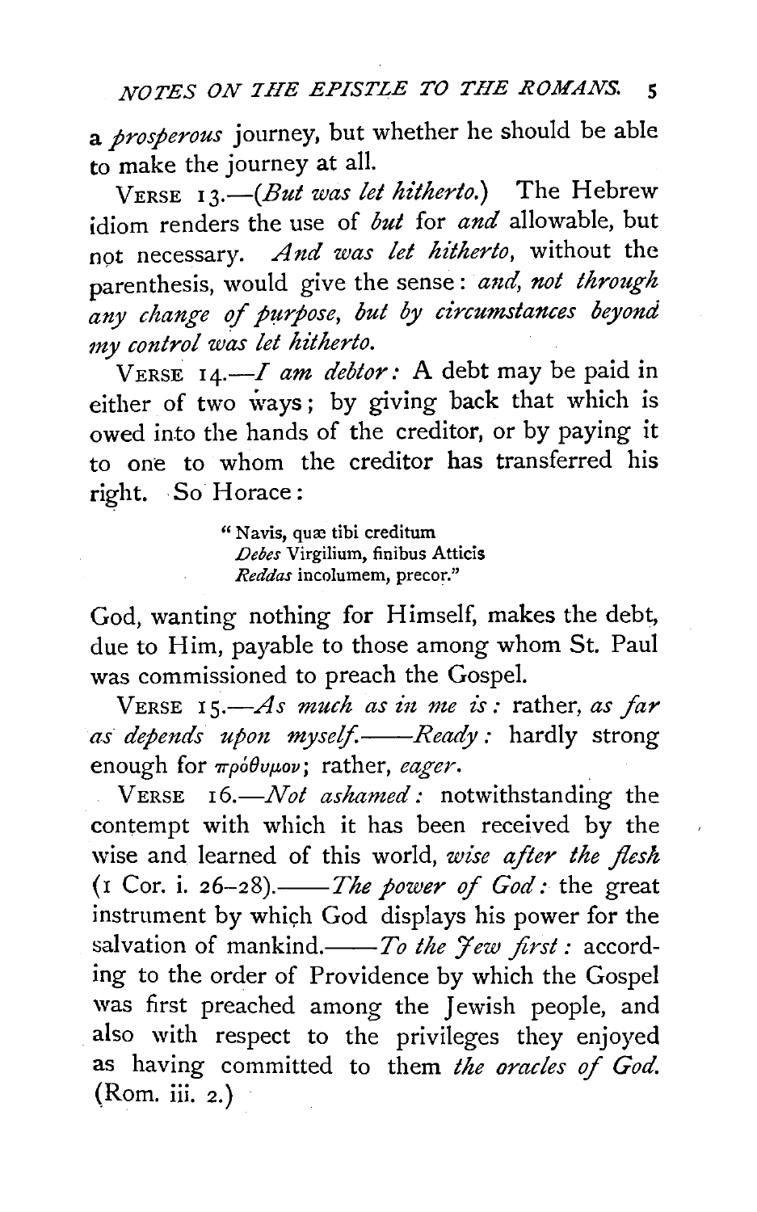a *prosperous* journey, but whether he should be able to make the journey at all.

VERSE 13.—(*But was let hitherto.*) The Hebrew idiom renders the use of *but* for *and* allowable, but not necessary. *And was let hitherto*, without the parenthesis, would give the sense: *and, not through any change of purpose, but by circumstances beyond my control was let hitherto.*

VERSE 14.—*I am debtor:* A debt may be paid in either of two ways; by giving back that which is owed into the hands of the creditor, or by paying it to one to whom the creditor has transferred his right. So Horace:

> "Navis, quæ tibi creditum
> *Debes* Virgilium, finibus Atticis
> *Reddas* incolumem, precor."

God, wanting nothing for Himself, makes the debt, due to Him, payable to those among whom St. Paul was commissioned to preach the Gospel.

VERSE 15.—*As much as in me is:* rather, *as far as depends upon myself.*——*Ready:* hardly strong enough for πρόθυμον; rather, *eager*.

VERSE 16.—*Not ashamed:* notwithstanding the contempt with which it has been received by the wise and learned of this world, *wise after the flesh* (1 Cor. i. 26–28).——*The power of God:* the great instrument by which God displays his power for the salvation of mankind.——*To the Jew first:* according to the order of Providence by which the Gospel was first preached among the Jewish people, and also with respect to the privileges they enjoyed as having committed to them *the oracles of God.* (Rom. iii. 2.)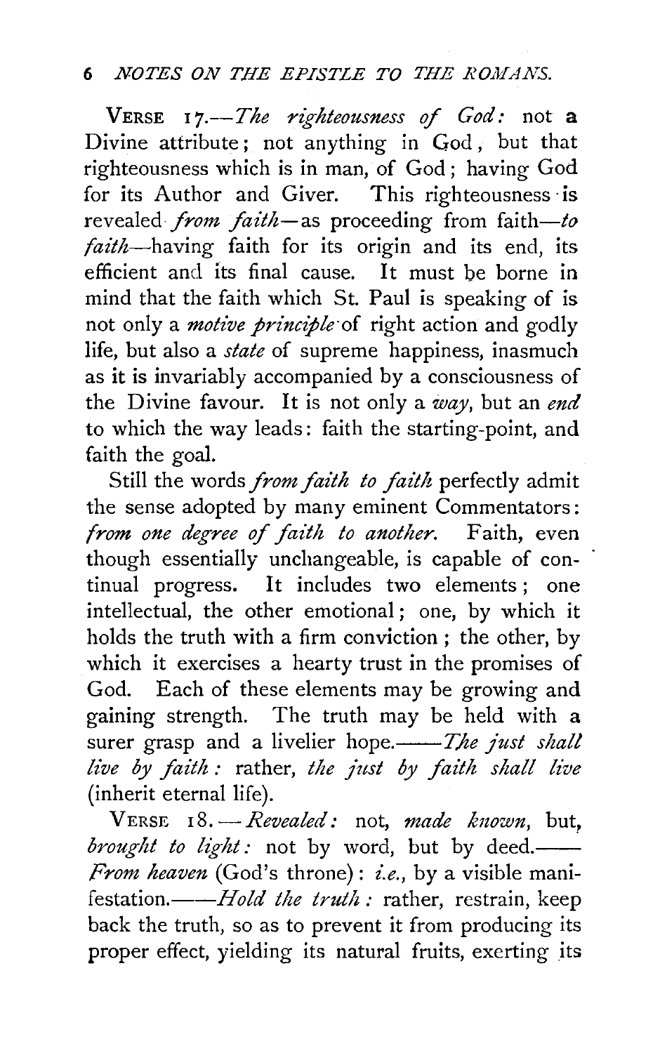VERSE 17.—*The righteousness of God:* not a Divine attribute; not anything in God, but that righteousness which is in man, of God; having God for its Author and Giver. This righteousness is revealed *from faith*—as proceeding from faith—*to faith*—having faith for its origin and its end, its efficient and its final cause. It must be borne in mind that the faith which St. Paul is speaking of is not only a *motive principle* of right action and godly life, but also a *state* of supreme happiness, inasmuch as it is invariably accompanied by a consciousness of the Divine favour. It is not only a *way*, but an *end* to which the way leads: faith the starting-point, and faith the goal.

Still the words *from faith to faith* perfectly admit the sense adopted by many eminent Commentators: *from one degree of faith to another.* Faith, even though essentially unchangeable, is capable of continual progress. It includes two elements; one intellectual, the other emotional; one, by which it holds the truth with a firm conviction; the other, by which it exercises a hearty trust in the promises of God. Each of these elements may be growing and gaining strength. The truth may be held with a surer grasp and a livelier hope.——*The just shall live by faith:* rather, *the just by faith shall live* (inherit eternal life).

VERSE 18.—*Revealed:* not, *made known*, but, *brought to light:* not by word, but by deed.——*From heaven* (God's throne): *i.e.*, by a visible manifestation.——*Hold the truth:* rather, restrain, keep back the truth, so as to prevent it from producing its proper effect, yielding its natural fruits, exerting its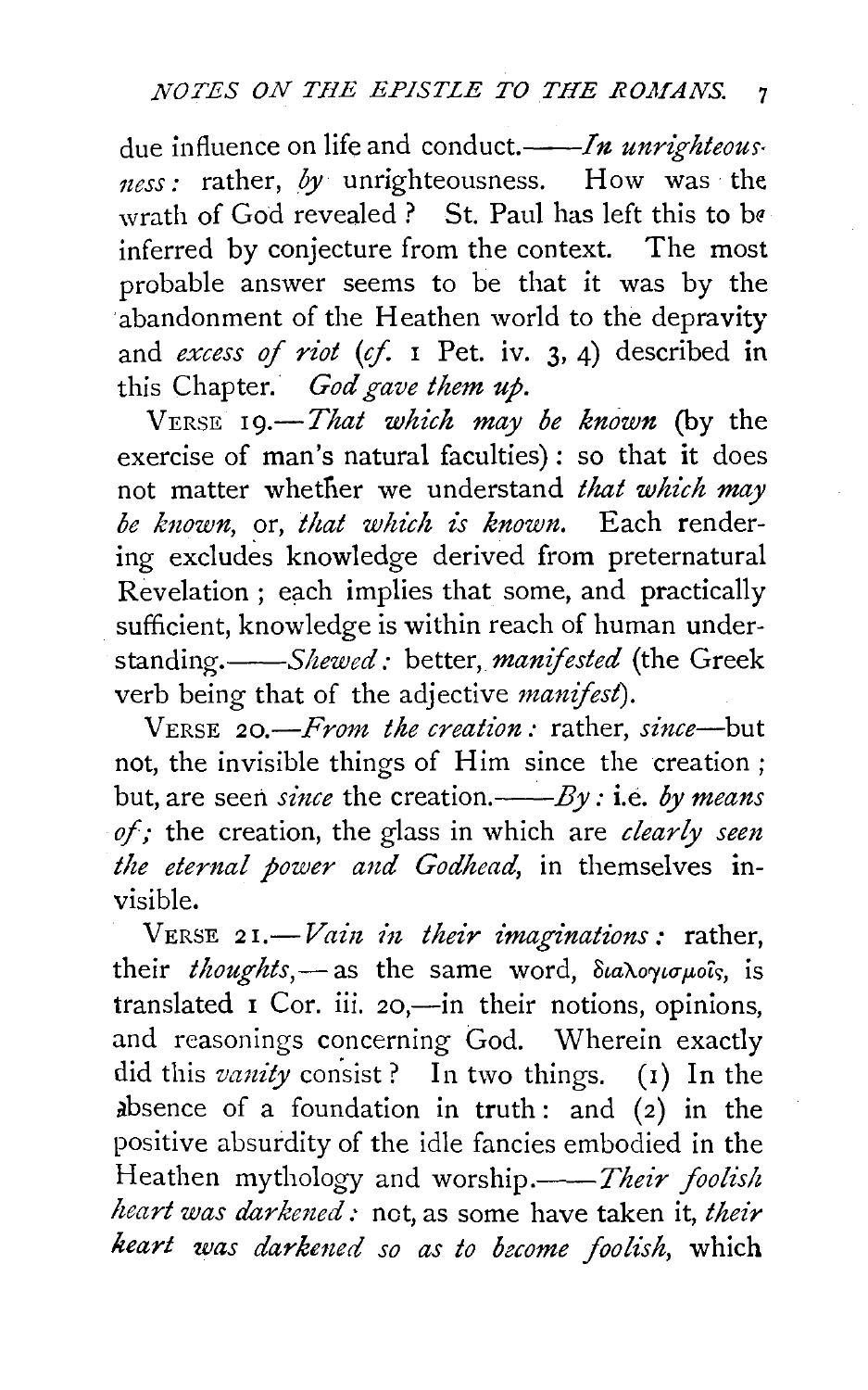due influence on life and conduct.——*In unrighteousness:* rather, *by* unrighteousness. How was the wrath of God revealed? St. Paul has left this to be inferred by conjecture from the context. The most probable answer seems to be that it was by the abandonment of the Heathen world to the depravity and *excess of riot* (*cf.* 1 Pet. iv. 3, 4) described in this Chapter. *God gave them up.*

VERSE 19.—*That which may be known* (by the exercise of man's natural faculties): so that it does not matter whether we understand *that which may be known*, or, *that which is known.* Each rendering excludes knowledge derived from preternatural Revelation; each implies that some, and practically sufficient, knowledge is within reach of human understanding.——*Shewed:* better, *manifested* (the Greek verb being that of the adjective *manifest*).

VERSE 20.—*From the creation:* rather, *since*—but not, the invisible things of Him since the creation; but, are seen *since* the creation.——*By:* i.e. *by means of;* the creation, the glass in which are *clearly seen the eternal power and Godhead,* in themselves invisible.

VERSE 21.—*Vain in their imaginations:* rather, their *thoughts,*—as the same word, διαλογισμοῖς, is translated 1 Cor. iii. 20,—in their notions, opinions, and reasonings concerning God. Wherein exactly did this *vanity* consist? In two things. (1) In the absence of a foundation in truth: and (2) in the positive absurdity of the idle fancies embodied in the Heathen mythology and worship.——*Their foolish heart was darkened:* not, as some have taken it, *their heart was darkened so as to become foolish,* which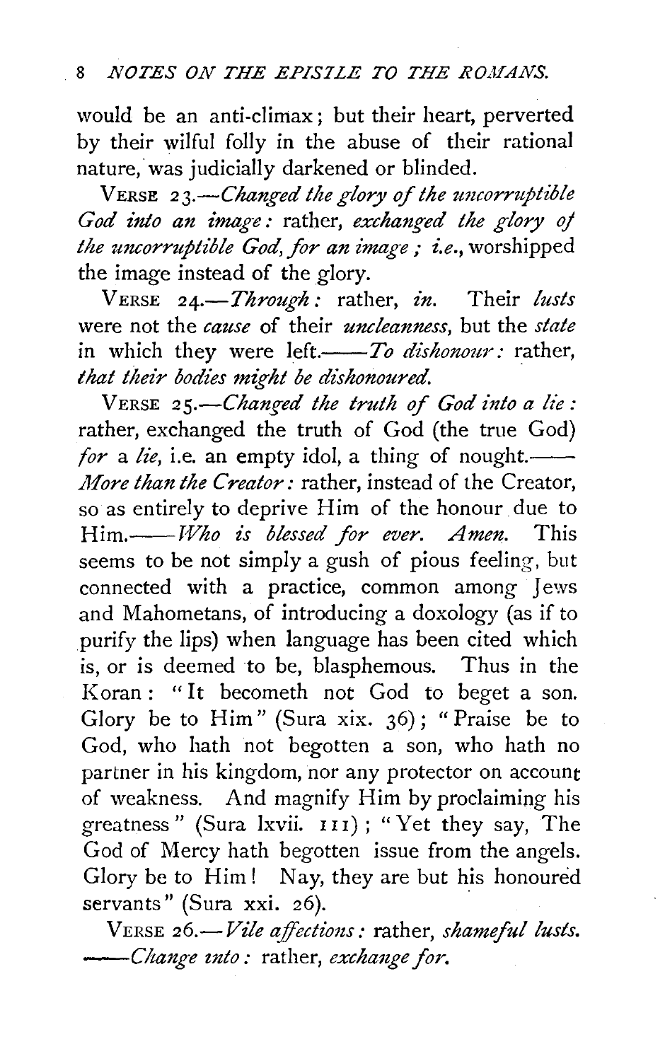would be an anti-climax; but their heart, perverted by their wilful folly in the abuse of their rational nature, was judicially darkened or blinded.

VERSE 23.—*Changed the glory of the uncorruptible God into an image:* rather, *exchanged the glory of the uncorruptible God, for an image; i.e.*, worshipped the image instead of the glory.

VERSE 24.—*Through:* rather, *in*. Their *lusts* were not the *cause* of their *uncleanness*, but the *state* in which they were left.——*To dishonour:* rather, *that their bodies might be dishonoured.*

VERSE 25.—*Changed the truth of God into a lie:* rather, exchanged the truth of God (the true God) *for* a *lie*, i.e. an empty idol, a thing of nought.——*More than the Creator:* rather, instead of the Creator, so as entirely to deprive Him of the honour due to Him.——*Who is blessed for ever. Amen.* This seems to be not simply a gush of pious feeling, but connected with a practice, common among Jews and Mahometans, of introducing a doxology (as if to purify the lips) when language has been cited which is, or is deemed to be, blasphemous. Thus in the Koran: "It becometh not God to beget a son. Glory be to Him" (Sura xix. 36); "Praise be to God, who hath not begotten a son, who hath no partner in his kingdom, nor any protector on account of weakness. And magnify Him by proclaiming his greatness" (Sura lxvii. 111); "Yet they say, The God of Mercy hath begotten issue from the angels. Glory be to Him! Nay, they are but his honoured servants" (Sura xxi. 26).

VERSE 26.—*Vile affections:* rather, *shameful lusts.* ——*Change into:* rather, *exchange for.*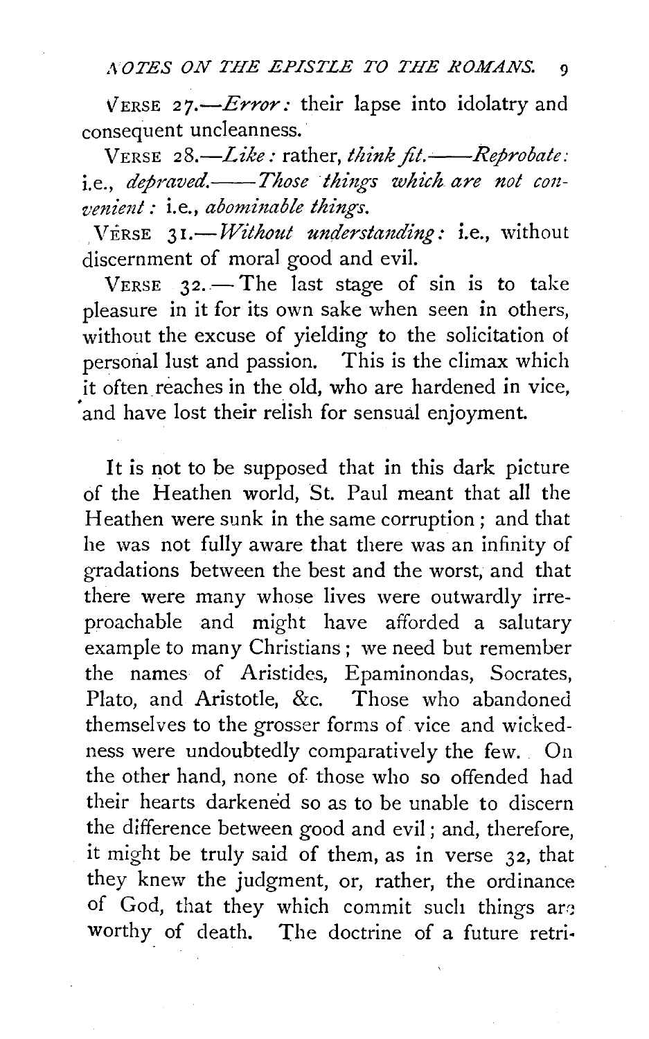VERSE 27.—*Error:* their lapse into idolatry and consequent uncleanness.

VERSE 28.—*Like:* rather, *think fit.*——*Reprobate:* i.e., *depraved.*——*Those things which are not convenient:* i.e., *abominable things.*

VERSE 31.—*Without understanding:* i.e., without discernment of moral good and evil.

VERSE 32.—The last stage of sin is to take pleasure in it for its own sake when seen in others, without the excuse of yielding to the solicitation of personal lust and passion. This is the climax which it often reaches in the old, who are hardened in vice, and have lost their relish for sensual enjoyment.

It is not to be supposed that in this dark picture of the Heathen world, St. Paul meant that all the Heathen were sunk in the same corruption; and that he was not fully aware that there was an infinity of gradations between the best and the worst, and that there were many whose lives were outwardly irreproachable and might have afforded a salutary example to many Christians; we need but remember the names of Aristides, Epaminondas, Socrates, Plato, and Aristotle, &c. Those who abandoned themselves to the grosser forms of vice and wickedness were undoubtedly comparatively the few. On the other hand, none of those who so offended had their hearts darkened so as to be unable to discern the difference between good and evil; and, therefore, it might be truly said of them, as in verse 32, that they knew the judgment, or, rather, the ordinance of God, that they which commit such things are worthy of death. The doctrine of a future retri-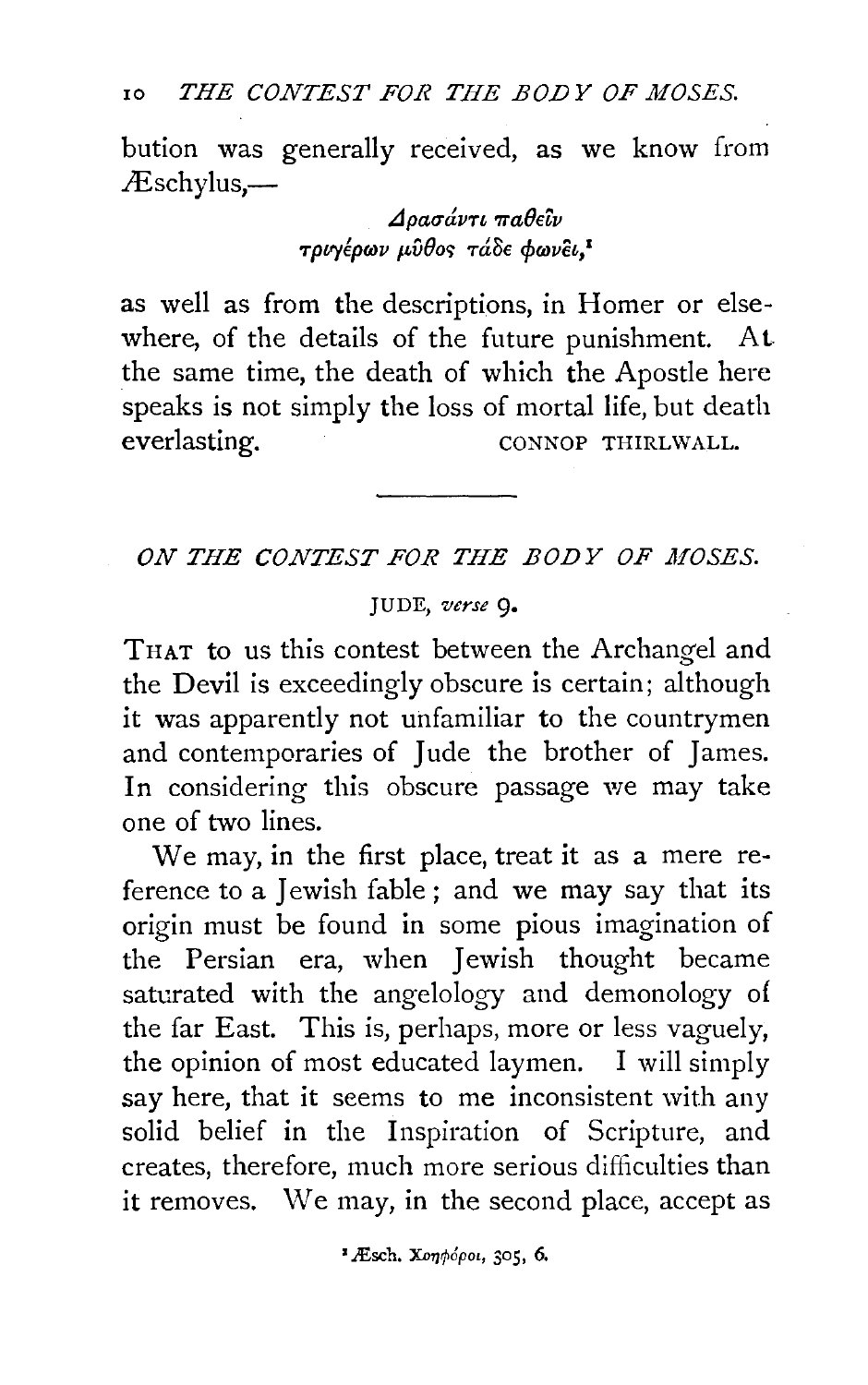bution was generally received, as we know from Æschylus,—

> Δρασάντι παθεῖν
> τριγέρων μῦθος τάδε φωνεῖ,[1]

as well as from the descriptions, in Homer or elsewhere, of the details of the future punishment. At the same time, the death of which the Apostle here speaks is not simply the loss of mortal life, but death everlasting.

CONNOP THIRLWALL.

---

## *ON THE CONTEST FOR THE BODY OF MOSES.*

JUDE, *verse* 9.

THAT to us this contest between the Archangel and the Devil is exceedingly obscure is certain; although it was apparently not unfamiliar to the countrymen and contemporaries of Jude the brother of James. In considering this obscure passage we may take one of two lines.

We may, in the first place, treat it as a mere reference to a Jewish fable; and we may say that its origin must be found in some pious imagination of the Persian era, when Jewish thought became saturated with the angelology and demonology of the far East. This is, perhaps, more or less vaguely, the opinion of most educated laymen. I will simply say here, that it seems to me inconsistent with any solid belief in the Inspiration of Scripture, and creates, therefore, much more serious difficulties than it removes. We may, in the second place, accept as

[1] Æsch. Χοηφόροι, 305, 6.